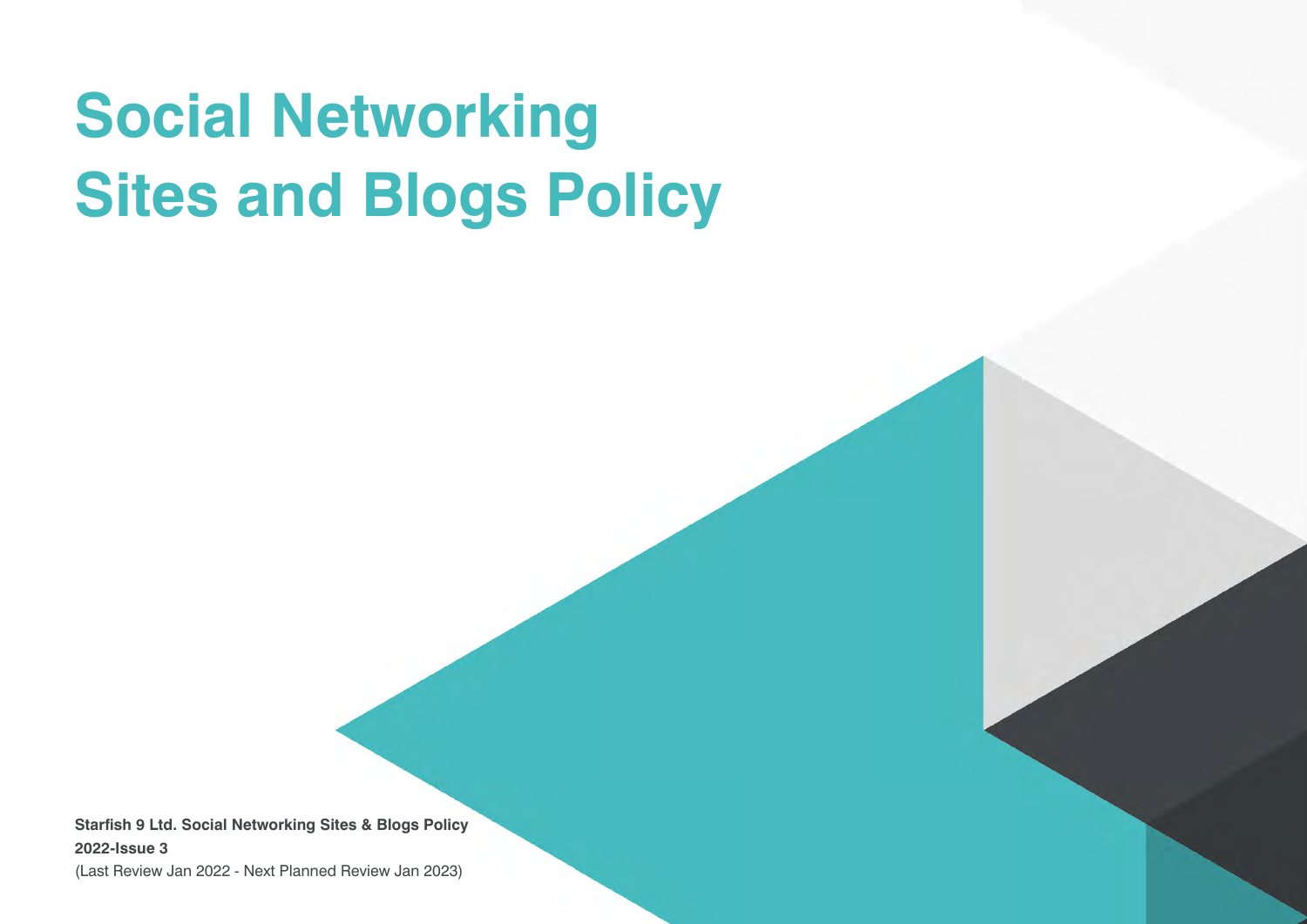# Social Networking Sites and Blogs Policy

**Starfish 9 Ltd. Social Networking Sites & Blogs Policy**
**2022-Issue 3**
(Last Review Jan 2022 - Next Planned Review Jan 2023)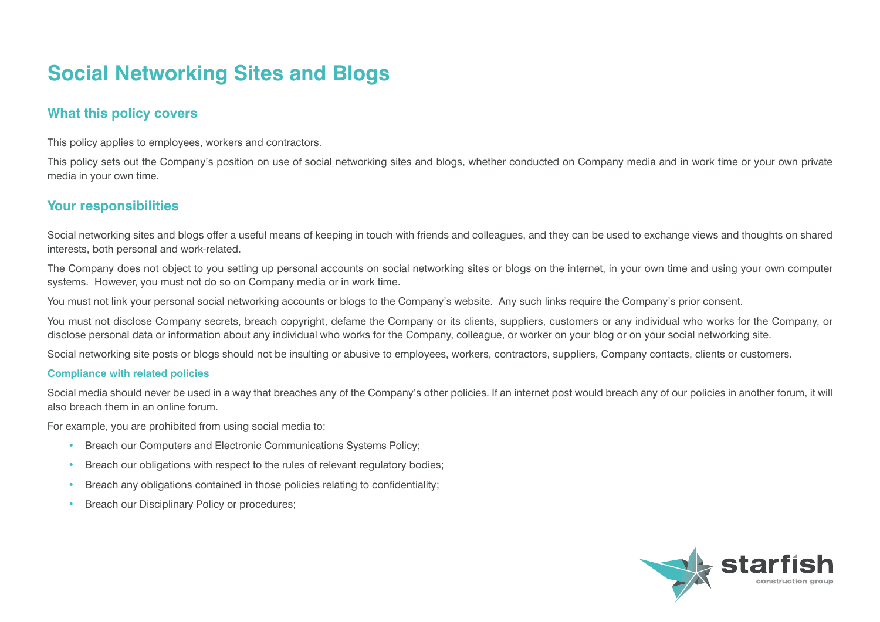# Social Networking Sites and Blogs

## What this policy covers

This policy applies to employees, workers and contractors.

This policy sets out the Company's position on use of social networking sites and blogs, whether conducted on Company media and in work time or your own private media in your own time.

## Your responsibilities

Social networking sites and blogs offer a useful means of keeping in touch with friends and colleagues, and they can be used to exchange views and thoughts on shared interests, both personal and work-related.

The Company does not object to you setting up personal accounts on social networking sites or blogs on the internet, in your own time and using your own computer systems. However, you must not do so on Company media or in work time.

You must not link your personal social networking accounts or blogs to the Company's website. Any such links require the Company's prior consent.

You must not disclose Company secrets, breach copyright, defame the Company or its clients, suppliers, customers or any individual who works for the Company, or disclose personal data or information about any individual who works for the Company, colleague, or worker on your blog or on your social networking site.

Social networking site posts or blogs should not be insulting or abusive to employees, workers, contractors, suppliers, Company contacts, clients or customers.

### Compliance with related policies

Social media should never be used in a way that breaches any of the Company's other policies. If an internet post would breach any of our policies in another forum, it will also breach them in an online forum.

For example, you are prohibited from using social media to:

- Breach our Computers and Electronic Communications Systems Policy;
- Breach our obligations with respect to the rules of relevant regulatory bodies;
- Breach any obligations contained in those policies relating to confidentiality;
- Breach our Disciplinary Policy or procedures;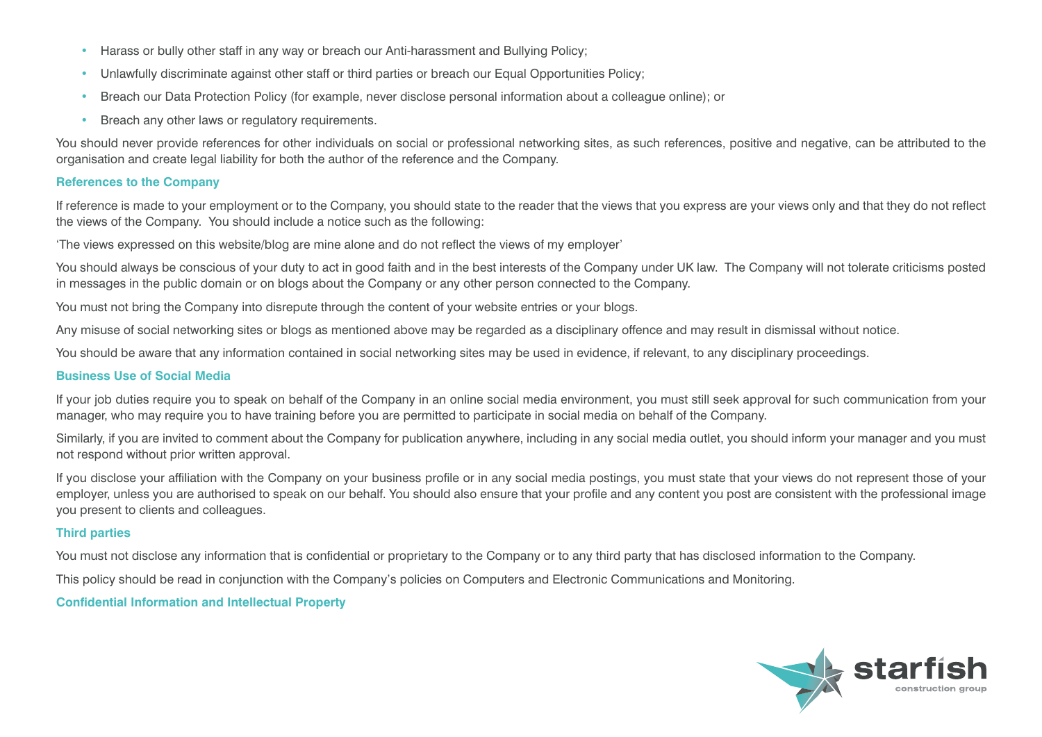- Harass or bully other staff in any way or breach our Anti-harassment and Bullying Policy;
- Unlawfully discriminate against other staff or third parties or breach our Equal Opportunities Policy;
- Breach our Data Protection Policy (for example, never disclose personal information about a colleague online); or
- Breach any other laws or regulatory requirements.

You should never provide references for other individuals on social or professional networking sites, as such references, positive and negative, can be attributed to the organisation and create legal liability for both the author of the reference and the Company.

### References to the Company

If reference is made to your employment or to the Company, you should state to the reader that the views that you express are your views only and that they do not reflect the views of the Company. You should include a notice such as the following:

'The views expressed on this website/blog are mine alone and do not reflect the views of my employer'

You should always be conscious of your duty to act in good faith and in the best interests of the Company under UK law. The Company will not tolerate criticisms posted in messages in the public domain or on blogs about the Company or any other person connected to the Company.

You must not bring the Company into disrepute through the content of your website entries or your blogs.

Any misuse of social networking sites or blogs as mentioned above may be regarded as a disciplinary offence and may result in dismissal without notice.

You should be aware that any information contained in social networking sites may be used in evidence, if relevant, to any disciplinary proceedings.

### Business Use of Social Media

If your job duties require you to speak on behalf of the Company in an online social media environment, you must still seek approval for such communication from your manager, who may require you to have training before you are permitted to participate in social media on behalf of the Company.

Similarly, if you are invited to comment about the Company for publication anywhere, including in any social media outlet, you should inform your manager and you must not respond without prior written approval.

If you disclose your affiliation with the Company on your business profile or in any social media postings, you must state that your views do not represent those of your employer, unless you are authorised to speak on our behalf. You should also ensure that your profile and any content you post are consistent with the professional image you present to clients and colleagues.

### Third parties

You must not disclose any information that is confidential or proprietary to the Company or to any third party that has disclosed information to the Company.

This policy should be read in conjunction with the Company's policies on Computers and Electronic Communications and Monitoring.

### Confidential Information and Intellectual Property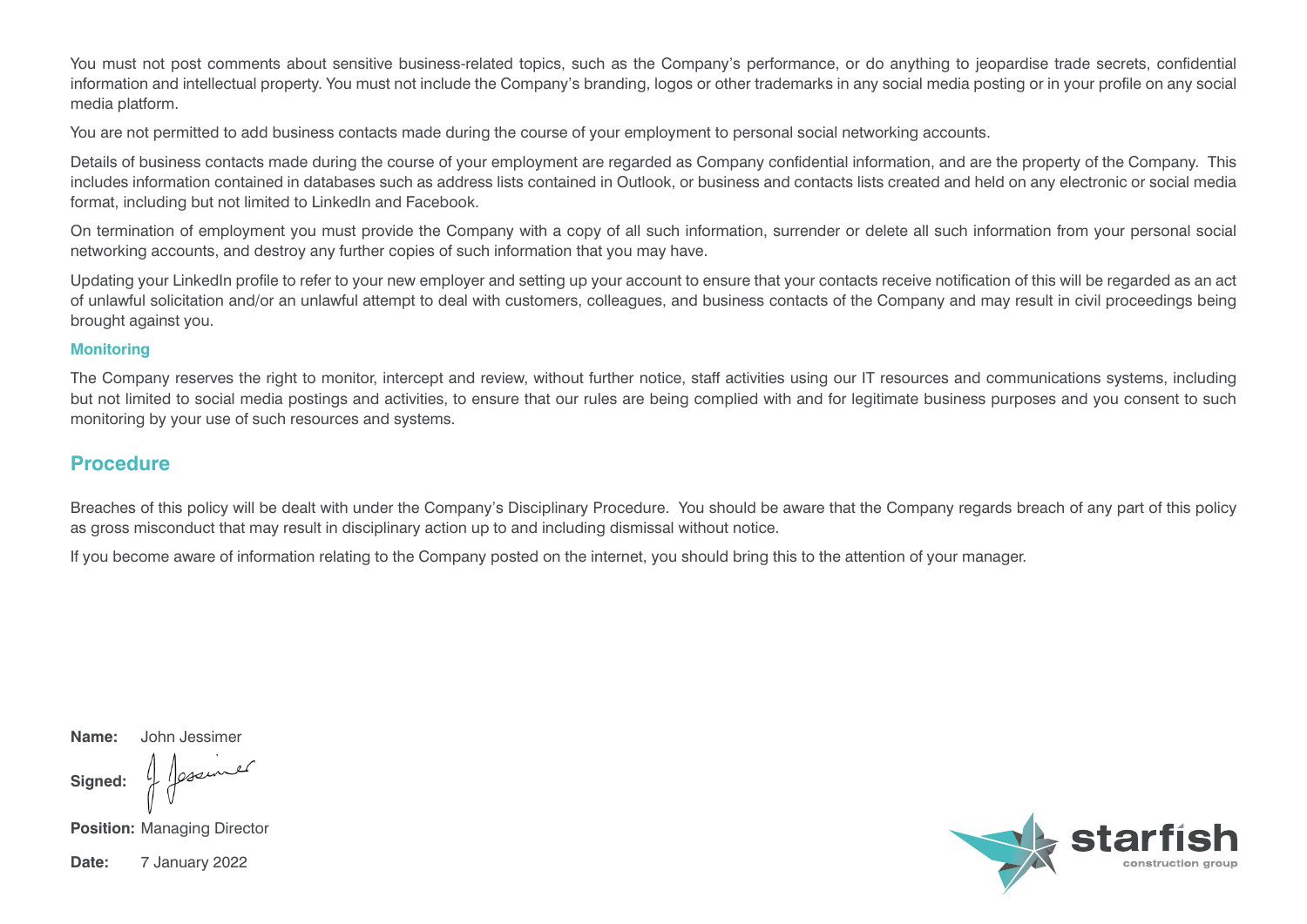You must not post comments about sensitive business-related topics, such as the Company's performance, or do anything to jeopardise trade secrets, confidential information and intellectual property. You must not include the Company's branding, logos or other trademarks in any social media posting or in your profile on any social media platform.

You are not permitted to add business contacts made during the course of your employment to personal social networking accounts.

Details of business contacts made during the course of your employment are regarded as Company confidential information, and are the property of the Company. This includes information contained in databases such as address lists contained in Outlook, or business and contacts lists created and held on any electronic or social media format, including but not limited to LinkedIn and Facebook.

On termination of employment you must provide the Company with a copy of all such information, surrender or delete all such information from your personal social networking accounts, and destroy any further copies of such information that you may have.

Updating your LinkedIn profile to refer to your new employer and setting up your account to ensure that your contacts receive notification of this will be regarded as an act of unlawful solicitation and/or an unlawful attempt to deal with customers, colleagues, and business contacts of the Company and may result in civil proceedings being brought against you.

### Monitoring

The Company reserves the right to monitor, intercept and review, without further notice, staff activities using our IT resources and communications systems, including but not limited to social media postings and activities, to ensure that our rules are being complied with and for legitimate business purposes and you consent to such monitoring by your use of such resources and systems.

## Procedure

Breaches of this policy will be dealt with under the Company's Disciplinary Procedure. You should be aware that the Company regards breach of any part of this policy as gross misconduct that may result in disciplinary action up to and including dismissal without notice.

If you become aware of information relating to the Company posted on the internet, you should bring this to the attention of your manager.

**Name:** John Jessimer

**Signed:** J Jessimer

**Position:** Managing Director

**Date:** 7 January 2022

starfish construction group